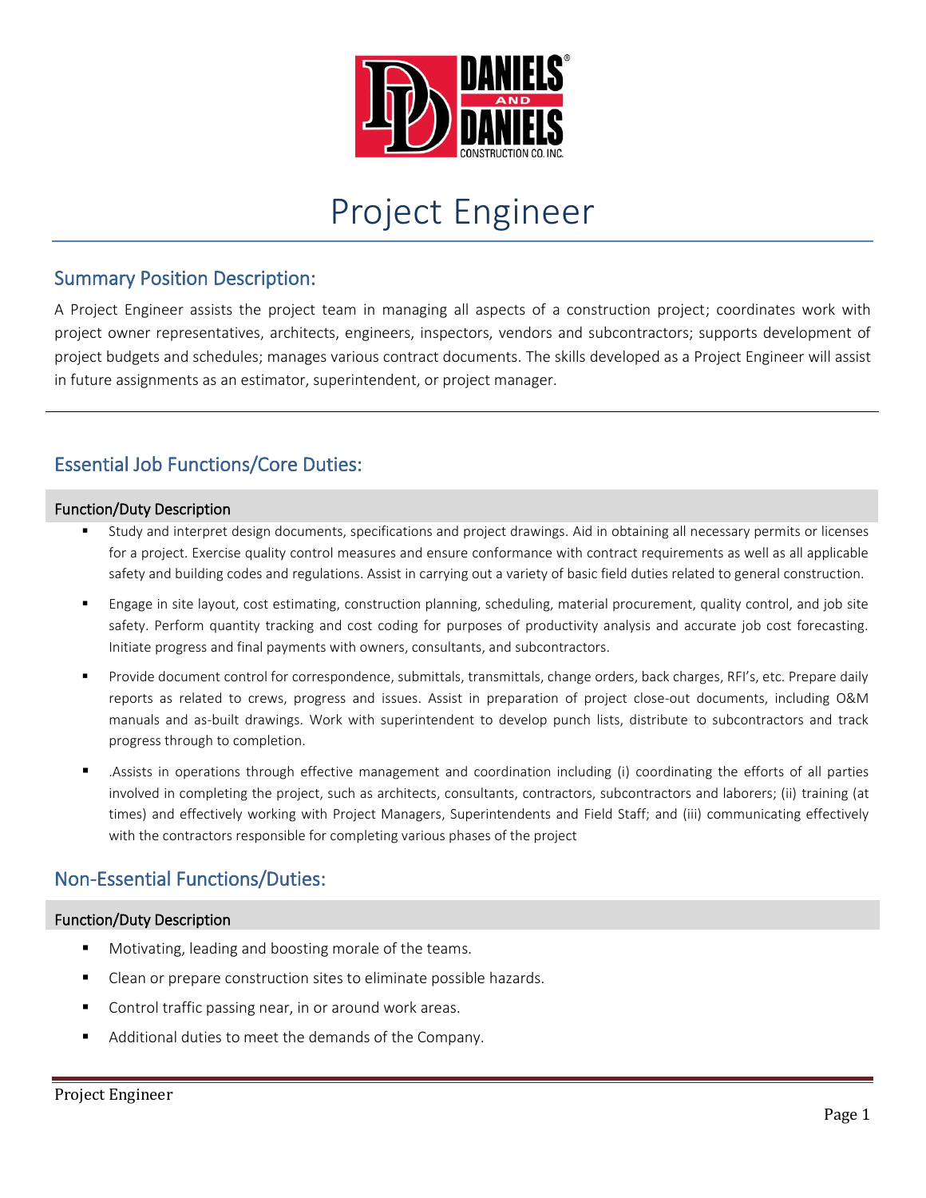# Project Engineer

## Summary Position Description:

A Project Engineer assists the project team in managing all aspects of a construction project; coordinates work with project owner representatives, architects, engineers, inspectors, vendors and subcontractors; supports development of project budgets and schedules; manages various contract documents. The skills developed as a Project Engineer will assist in future assignments as an estimator, superintendent, or project manager.

---

## Essential Job Functions/Core Duties:

### Function/Duty Description

- Study and interpret design documents, specifications and project drawings. Aid in obtaining all necessary permits or licenses for a project. Exercise quality control measures and ensure conformance with contract requirements as well as all applicable safety and building codes and regulations. Assist in carrying out a variety of basic field duties related to general construction.
- Engage in site layout, cost estimating, construction planning, scheduling, material procurement, quality control, and job site safety. Perform quantity tracking and cost coding for purposes of productivity analysis and accurate job cost forecasting. Initiate progress and final payments with owners, consultants, and subcontractors.
- Provide document control for correspondence, submittals, transmittals, change orders, back charges, RFI's, etc. Prepare daily reports as related to crews, progress and issues. Assist in preparation of project close-out documents, including O&M manuals and as-built drawings. Work with superintendent to develop punch lists, distribute to subcontractors and track progress through to completion.
- .Assists in operations through effective management and coordination including (i) coordinating the efforts of all parties involved in completing the project, such as architects, consultants, contractors, subcontractors and laborers; (ii) training (at times) and effectively working with Project Managers, Superintendents and Field Staff; and (iii) communicating effectively with the contractors responsible for completing various phases of the project

## Non-Essential Functions/Duties:

### Function/Duty Description

- Motivating, leading and boosting morale of the teams.
- Clean or prepare construction sites to eliminate possible hazards.
- Control traffic passing near, in or around work areas.
- Additional duties to meet the demands of the Company.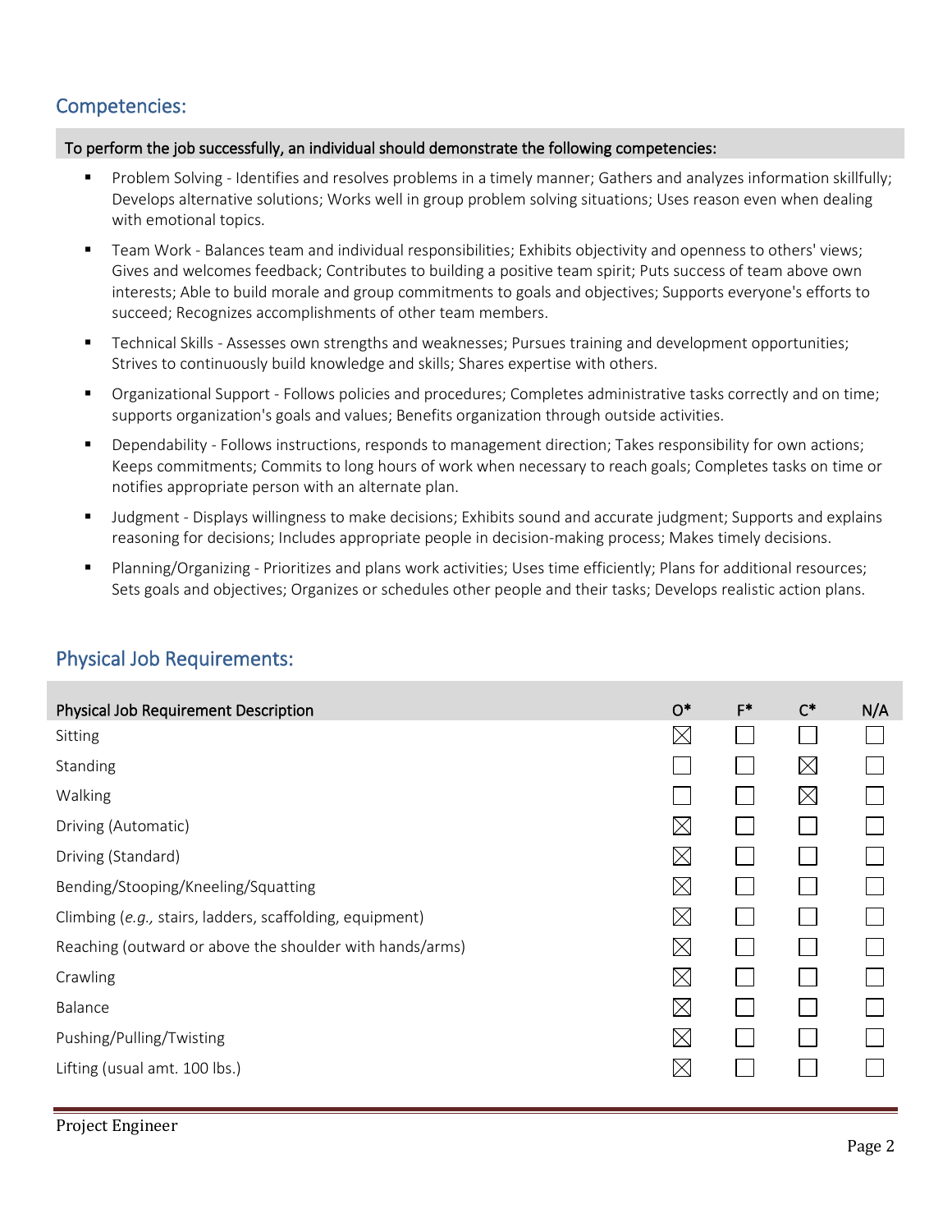## Competencies:

**To perform the job successfully, an individual should demonstrate the following competencies:**

- Problem Solving - Identifies and resolves problems in a timely manner; Gathers and analyzes information skillfully; Develops alternative solutions; Works well in group problem solving situations; Uses reason even when dealing with emotional topics.
- Team Work - Balances team and individual responsibilities; Exhibits objectivity and openness to others' views; Gives and welcomes feedback; Contributes to building a positive team spirit; Puts success of team above own interests; Able to build morale and group commitments to goals and objectives; Supports everyone's efforts to succeed; Recognizes accomplishments of other team members.
- Technical Skills - Assesses own strengths and weaknesses; Pursues training and development opportunities; Strives to continuously build knowledge and skills; Shares expertise with others.
- Organizational Support - Follows policies and procedures; Completes administrative tasks correctly and on time; supports organization's goals and values; Benefits organization through outside activities.
- Dependability - Follows instructions, responds to management direction; Takes responsibility for own actions; Keeps commitments; Commits to long hours of work when necessary to reach goals; Completes tasks on time or notifies appropriate person with an alternate plan.
- Judgment - Displays willingness to make decisions; Exhibits sound and accurate judgment; Supports and explains reasoning for decisions; Includes appropriate people in decision-making process; Makes timely decisions.
- Planning/Organizing - Prioritizes and plans work activities; Uses time efficiently; Plans for additional resources; Sets goals and objectives; Organizes or schedules other people and their tasks; Develops realistic action plans.

## Physical Job Requirements:

| Physical Job Requirement Description | O* | F* | C* | N/A |
|---|---|---|---|---|
| Sitting | ☒ | ☐ | ☐ | ☐ |
| Standing | ☐ | ☐ | ☒ | ☐ |
| Walking | ☐ | ☐ | ☒ | ☐ |
| Driving (Automatic) | ☒ | ☐ | ☐ | ☐ |
| Driving (Standard) | ☒ | ☐ | ☐ | ☐ |
| Bending/Stooping/Kneeling/Squatting | ☒ | ☐ | ☐ | ☐ |
| Climbing (*e.g.,* stairs, ladders, scaffolding, equipment) | ☒ | ☐ | ☐ | ☐ |
| Reaching (outward or above the shoulder with hands/arms) | ☒ | ☐ | ☐ | ☐ |
| Crawling | ☒ | ☐ | ☐ | ☐ |
| Balance | ☒ | ☐ | ☐ | ☐ |
| Pushing/Pulling/Twisting | ☒ | ☐ | ☐ | ☐ |
| Lifting (usual amt. 100 lbs.) | ☒ | ☐ | ☐ | ☐ |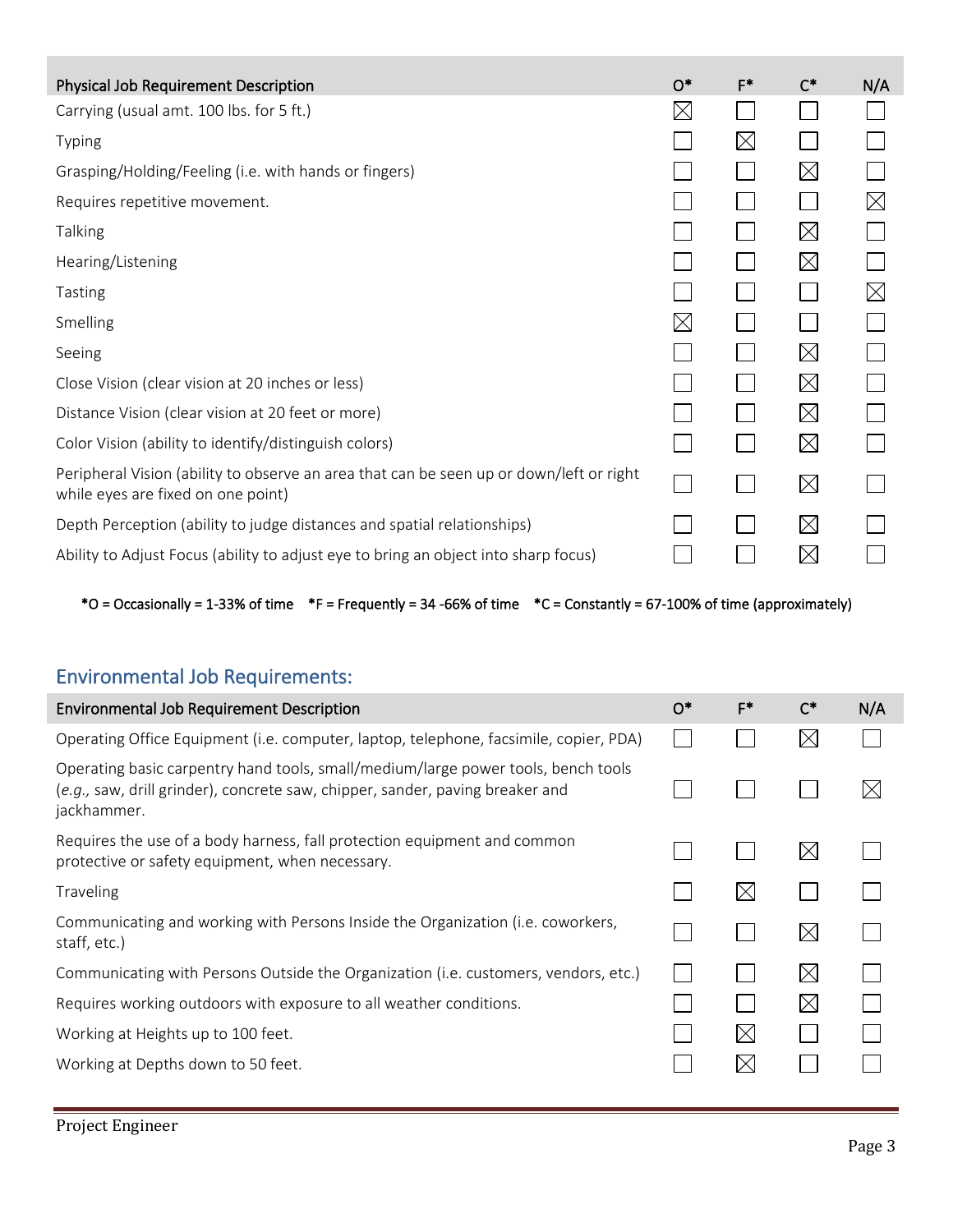| Physical Job Requirement Description | O* | F* | C* | N/A |
|---|---|---|---|---|
| Carrying (usual amt. 100 lbs. for 5 ft.) | ☒ | ☐ | ☐ | ☐ |
| Typing | ☐ | ☒ | ☐ | ☐ |
| Grasping/Holding/Feeling (i.e. with hands or fingers) | ☐ | ☐ | ☒ | ☐ |
| Requires repetitive movement. | ☐ | ☐ | ☐ | ☒ |
| Talking | ☐ | ☐ | ☒ | ☐ |
| Hearing/Listening | ☐ | ☐ | ☒ | ☐ |
| Tasting | ☐ | ☐ | ☐ | ☒ |
| Smelling | ☒ | ☐ | ☐ | ☐ |
| Seeing | ☐ | ☐ | ☒ | ☐ |
| Close Vision (clear vision at 20 inches or less) | ☐ | ☐ | ☒ | ☐ |
| Distance Vision (clear vision at 20 feet or more) | ☐ | ☐ | ☒ | ☐ |
| Color Vision (ability to identify/distinguish colors) | ☐ | ☐ | ☒ | ☐ |
| Peripheral Vision (ability to observe an area that can be seen up or down/left or right while eyes are fixed on one point) | ☐ | ☐ | ☒ | ☐ |
| Depth Perception (ability to judge distances and spatial relationships) | ☐ | ☐ | ☒ | ☐ |
| Ability to Adjust Focus (ability to adjust eye to bring an object into sharp focus) | ☐ | ☐ | ☒ | ☐ |

**\*O = Occasionally = 1-33% of time \*F = Frequently = 34 -66% of time \*C = Constantly = 67-100% of time (approximately)**

## Environmental Job Requirements:

| Environmental Job Requirement Description | O* | F* | C* | N/A |
|---|---|---|---|---|
| Operating Office Equipment (i.e. computer, laptop, telephone, facsimile, copier, PDA) | ☐ | ☐ | ☒ | ☐ |
| Operating basic carpentry hand tools, small/medium/large power tools, bench tools (*e.g.,* saw, drill grinder), concrete saw, chipper, sander, paving breaker and jackhammer. | ☐ | ☐ | ☐ | ☒ |
| Requires the use of a body harness, fall protection equipment and common protective or safety equipment, when necessary. | ☐ | ☐ | ☒ | ☐ |
| Traveling | ☐ | ☒ | ☐ | ☐ |
| Communicating and working with Persons Inside the Organization (i.e. coworkers, staff, etc.) | ☐ | ☐ | ☒ | ☐ |
| Communicating with Persons Outside the Organization (i.e. customers, vendors, etc.) | ☐ | ☐ | ☒ | ☐ |
| Requires working outdoors with exposure to all weather conditions. | ☐ | ☐ | ☒ | ☐ |
| Working at Heights up to 100 feet. | ☐ | ☒ | ☐ | ☐ |
| Working at Depths down to 50 feet. | ☐ | ☒ | ☐ | ☐ |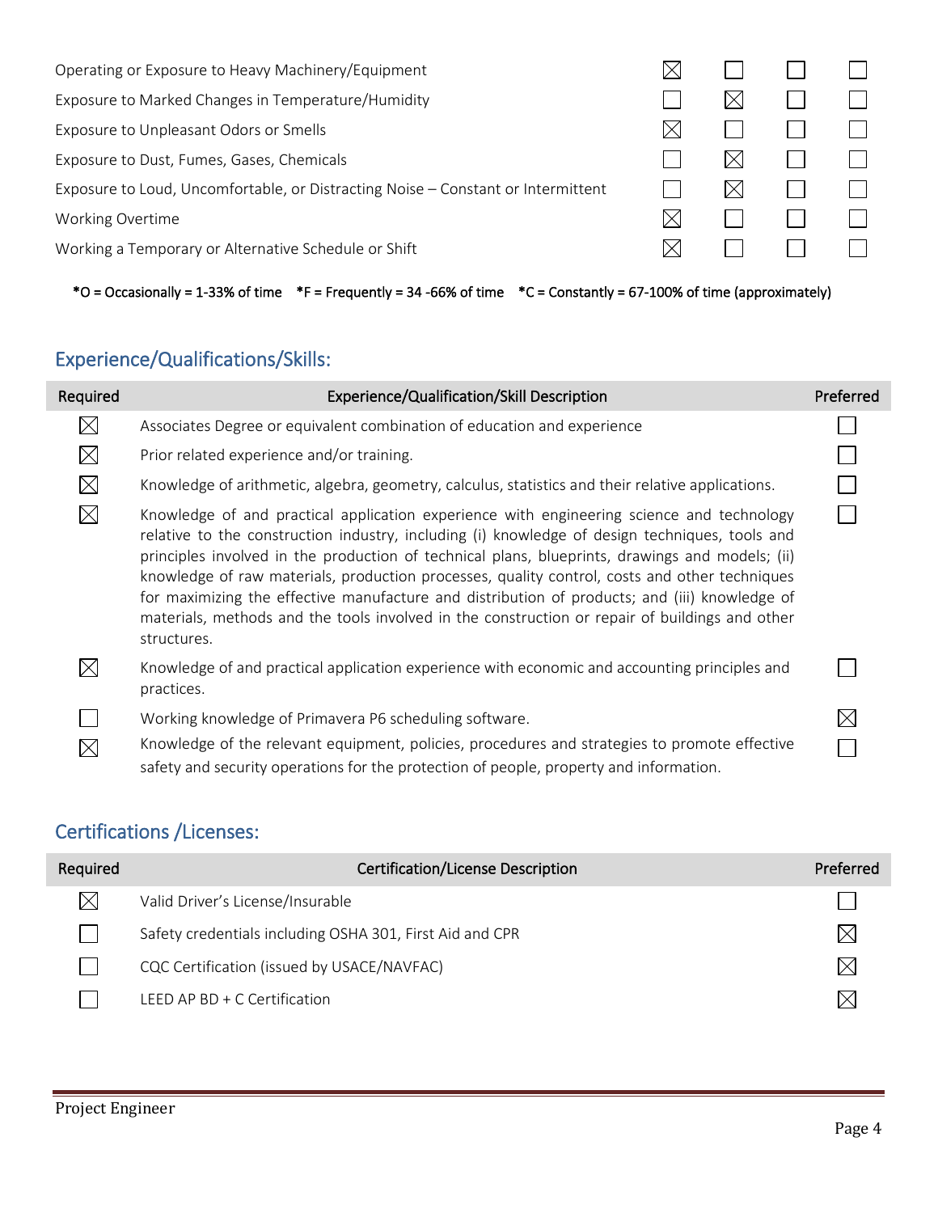| | | | | |
|---|---|---|---|---|
| Operating or Exposure to Heavy Machinery/Equipment | ☒ | ☐ | ☐ | ☐ |
| Exposure to Marked Changes in Temperature/Humidity | ☐ | ☒ | ☐ | ☐ |
| Exposure to Unpleasant Odors or Smells | ☒ | ☐ | ☐ | ☐ |
| Exposure to Dust, Fumes, Gases, Chemicals | ☐ | ☒ | ☐ | ☐ |
| Exposure to Loud, Uncomfortable, or Distracting Noise – Constant or Intermittent | ☐ | ☒ | ☐ | ☐ |
| Working Overtime | ☒ | ☐ | ☐ | ☐ |
| Working a Temporary or Alternative Schedule or Shift | ☒ | ☐ | ☐ | ☐ |

*O = Occasionally = 1-33% of time *F = Frequently = 34 -66% of time *C = Constantly = 67-100% of time (approximately)

## Experience/Qualifications/Skills:

| Required | Experience/Qualification/Skill Description | Preferred |
|---|---|---|
| ☒ | Associates Degree or equivalent combination of education and experience | ☐ |
| ☒ | Prior related experience and/or training. | ☐ |
| ☒ | Knowledge of arithmetic, algebra, geometry, calculus, statistics and their relative applications. | ☐ |
| ☒ | Knowledge of and practical application experience with engineering science and technology relative to the construction industry, including (i) knowledge of design techniques, tools and principles involved in the production of technical plans, blueprints, drawings and models; (ii) knowledge of raw materials, production processes, quality control, costs and other techniques for maximizing the effective manufacture and distribution of products; and (iii) knowledge of materials, methods and the tools involved in the construction or repair of buildings and other structures. | ☐ |
| ☒ | Knowledge of and practical application experience with economic and accounting principles and practices. | ☐ |
| ☐ | Working knowledge of Primavera P6 scheduling software. | ☒ |
| ☒ | Knowledge of the relevant equipment, policies, procedures and strategies to promote effective safety and security operations for the protection of people, property and information. | ☐ |

## Certifications /Licenses:

| Required | Certification/License Description | Preferred |
|---|---|---|
| ☒ | Valid Driver's License/Insurable | ☐ |
| ☐ | Safety credentials including OSHA 301, First Aid and CPR | ☒ |
| ☐ | CQC Certification (issued by USACE/NAVFAC) | ☒ |
| ☐ | LEED AP BD + C Certification | ☒ |